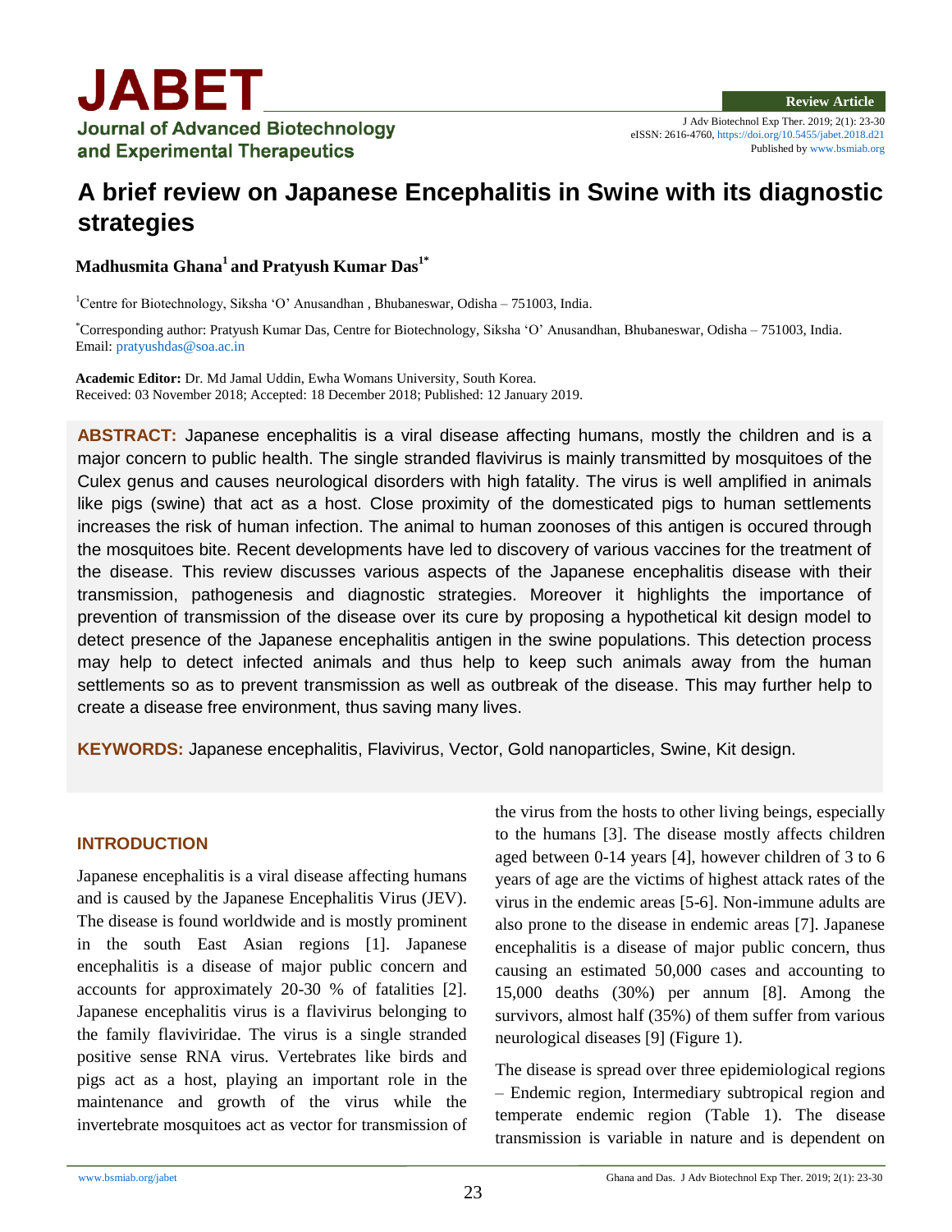Review Article

# A brief review on Japanese Encephalitis in Swine with its diagnostic strategies

**Madhusmita Ghana[1] and Pratyush Kumar Das[1*]**

[1]Centre for Biotechnology, Siksha 'O' Anusandhan , Bhubaneswar, Odisha – 751003, India.

[*]Corresponding author: Pratyush Kumar Das, Centre for Biotechnology, Siksha 'O' Anusandhan, Bhubaneswar, Odisha – 751003, India. Email: pratyushdas@soa.ac.in

**Academic Editor:** Dr. Md Jamal Uddin, Ewha Womans University, South Korea.
Received: 03 November 2018; Accepted: 18 December 2018; Published: 12 January 2019.

**ABSTRACT:** Japanese encephalitis is a viral disease affecting humans, mostly the children and is a major concern to public health. The single stranded flavivirus is mainly transmitted by mosquitoes of the Culex genus and causes neurological disorders with high fatality. The virus is well amplified in animals like pigs (swine) that act as a host. Close proximity of the domesticated pigs to human settlements increases the risk of human infection. The animal to human zoonoses of this antigen is occured through the mosquitoes bite. Recent developments have led to discovery of various vaccines for the treatment of the disease. This review discusses various aspects of the Japanese encephalitis disease with their transmission, pathogenesis and diagnostic strategies. Moreover it highlights the importance of prevention of transmission of the disease over its cure by proposing a hypothetical kit design model to detect presence of the Japanese encephalitis antigen in the swine populations. This detection process may help to detect infected animals and thus help to keep such animals away from the human settlements so as to prevent transmission as well as outbreak of the disease. This may further help to create a disease free environment, thus saving many lives.

**KEYWORDS:** Japanese encephalitis, Flavivirus, Vector, Gold nanoparticles, Swine, Kit design.

## INTRODUCTION

Japanese encephalitis is a viral disease affecting humans and is caused by the Japanese Encephalitis Virus (JEV). The disease is found worldwide and is mostly prominent in the south East Asian regions [1]. Japanese encephalitis is a disease of major public concern and accounts for approximately 20-30 % of fatalities [2]. Japanese encephalitis virus is a flavivirus belonging to the family flaviviridae. The virus is a single stranded positive sense RNA virus. Vertebrates like birds and pigs act as a host, playing an important role in the maintenance and growth of the virus while the invertebrate mosquitoes act as vector for transmission of the virus from the hosts to other living beings, especially to the humans [3]. The disease mostly affects children aged between 0-14 years [4], however children of 3 to 6 years of age are the victims of highest attack rates of the virus in the endemic areas [5-6]. Non-immune adults are also prone to the disease in endemic areas [7]. Japanese encephalitis is a disease of major public concern, thus causing an estimated 50,000 cases and accounting to 15,000 deaths (30%) per annum [8]. Among the survivors, almost half (35%) of them suffer from various neurological diseases [9] (Figure 1).

The disease is spread over three epidemiological regions – Endemic region, Intermediary subtropical region and temperate endemic region (Table 1). The disease transmission is variable in nature and is dependent on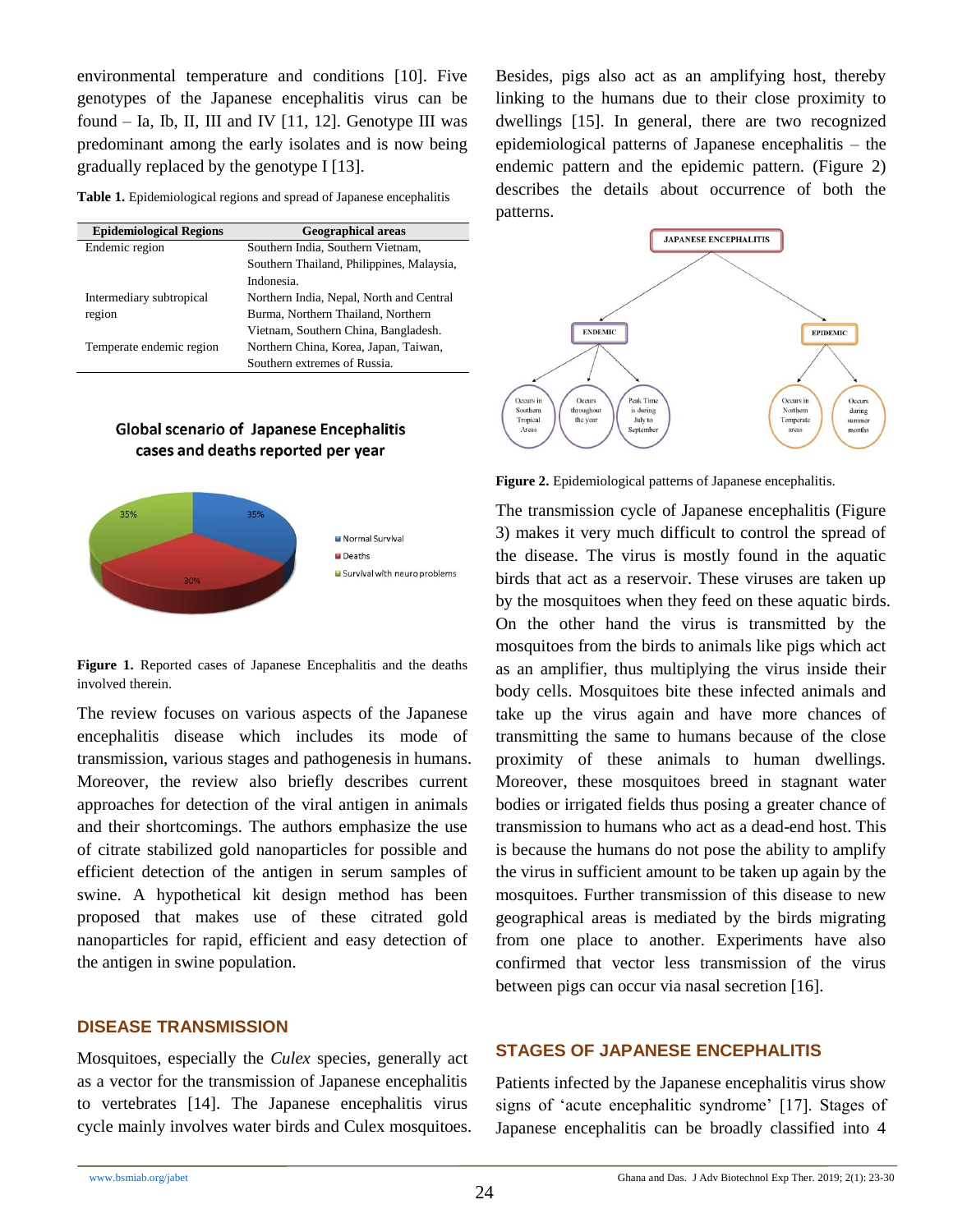environmental temperature and conditions [10]. Five genotypes of the Japanese encephalitis virus can be found – Ia, Ib, II, III and IV [11, 12]. Genotype III was predominant among the early isolates and is now being gradually replaced by the genotype I [13].

**Table 1.** Epidemiological regions and spread of Japanese encephalitis

| Epidemiological Regions | Geographical areas |
|---|---|
| Endemic region | Southern India, Southern Vietnam, Southern Thailand, Philippines, Malaysia, Indonesia. |
| Intermediary subtropical region | Northern India, Nepal, North and Central Burma, Northern Thailand, Northern Vietnam, Southern China, Bangladesh. |
| Temperate endemic region | Northern China, Korea, Japan, Taiwan, Southern extremes of Russia. |

**Figure 1.** Reported cases of Japanese Encephalitis and the deaths involved therein.

The review focuses on various aspects of the Japanese encephalitis disease which includes its mode of transmission, various stages and pathogenesis in humans. Moreover, the review also briefly describes current approaches for detection of the viral antigen in animals and their shortcomings. The authors emphasize the use of citrate stabilized gold nanoparticles for possible and efficient detection of the antigen in serum samples of swine. A hypothetical kit design method has been proposed that makes use of these citrated gold nanoparticles for rapid, efficient and easy detection of the antigen in swine population.

## DISEASE TRANSMISSION

Mosquitoes, especially the *Culex* species, generally act as a vector for the transmission of Japanese encephalitis to vertebrates [14]. The Japanese encephalitis virus cycle mainly involves water birds and Culex mosquitoes. Besides, pigs also act as an amplifying host, thereby linking to the humans due to their close proximity to dwellings [15]. In general, there are two recognized epidemiological patterns of Japanese encephalitis – the endemic pattern and the epidemic pattern. (Figure 2) describes the details about occurrence of both the patterns.

**Figure 2.** Epidemiological patterns of Japanese encephalitis.

The transmission cycle of Japanese encephalitis (Figure 3) makes it very much difficult to control the spread of the disease. The virus is mostly found in the aquatic birds that act as a reservoir. These viruses are taken up by the mosquitoes when they feed on these aquatic birds. On the other hand the virus is transmitted by the mosquitoes from the birds to animals like pigs which act as an amplifier, thus multiplying the virus inside their body cells. Mosquitoes bite these infected animals and take up the virus again and have more chances of transmitting the same to humans because of the close proximity of these animals to human dwellings. Moreover, these mosquitoes breed in stagnant water bodies or irrigated fields thus posing a greater chance of transmission to humans who act as a dead-end host. This is because the humans do not pose the ability to amplify the virus in sufficient amount to be taken up again by the mosquitoes. Further transmission of this disease to new geographical areas is mediated by the birds migrating from one place to another. Experiments have also confirmed that vector less transmission of the virus between pigs can occur via nasal secretion [16].

## STAGES OF JAPANESE ENCEPHALITIS

Patients infected by the Japanese encephalitis virus show signs of 'acute encephalitic syndrome' [17]. Stages of Japanese encephalitis can be broadly classified into 4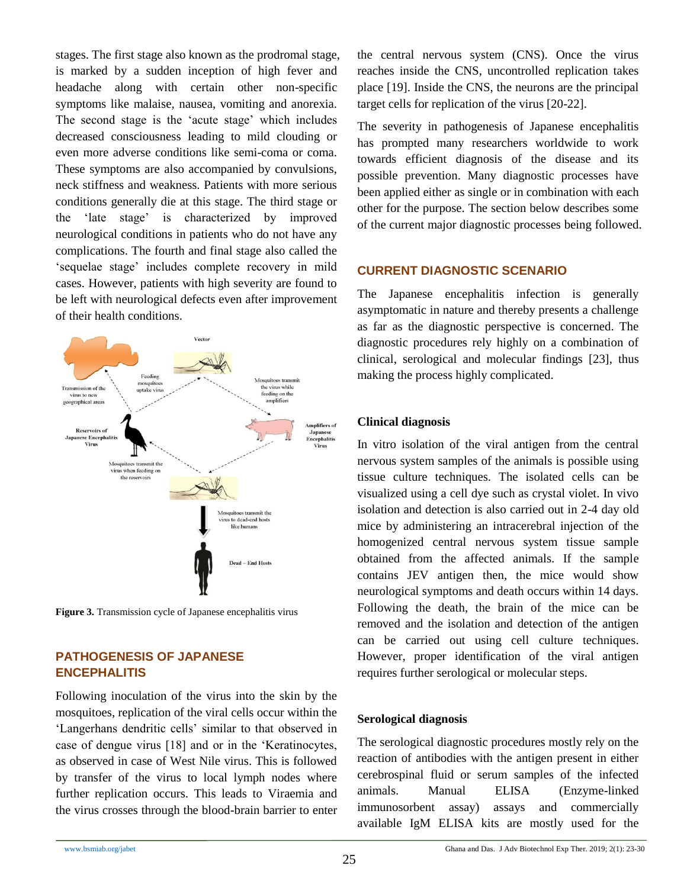stages. The first stage also known as the prodromal stage, is marked by a sudden inception of high fever and headache along with certain other non-specific symptoms like malaise, nausea, vomiting and anorexia. The second stage is the 'acute stage' which includes decreased consciousness leading to mild clouding or even more adverse conditions like semi-coma or coma. These symptoms are also accompanied by convulsions, neck stiffness and weakness. Patients with more serious conditions generally die at this stage. The third stage or the 'late stage' is characterized by improved neurological conditions in patients who do not have any complications. The fourth and final stage also called the 'sequelae stage' includes complete recovery in mild cases. However, patients with high severity are found to be left with neurological defects even after improvement of their health conditions.

**Figure 3.** Transmission cycle of Japanese encephalitis virus

## PATHOGENESIS OF JAPANESE ENCEPHALITIS

Following inoculation of the virus into the skin by the mosquitoes, replication of the viral cells occur within the 'Langerhans dendritic cells' similar to that observed in case of dengue virus [18] and or in the 'Keratinocytes, as observed in case of West Nile virus. This is followed by transfer of the virus to local lymph nodes where further replication occurs. This leads to Viraemia and the virus crosses through the blood-brain barrier to enter the central nervous system (CNS). Once the virus reaches inside the CNS, uncontrolled replication takes place [19]. Inside the CNS, the neurons are the principal target cells for replication of the virus [20-22].

The severity in pathogenesis of Japanese encephalitis has prompted many researchers worldwide to work towards efficient diagnosis of the disease and its possible prevention. Many diagnostic processes have been applied either as single or in combination with each other for the purpose. The section below describes some of the current major diagnostic processes being followed.

## CURRENT DIAGNOSTIC SCENARIO

The Japanese encephalitis infection is generally asymptomatic in nature and thereby presents a challenge as far as the diagnostic perspective is concerned. The diagnostic procedures rely highly on a combination of clinical, serological and molecular findings [23], thus making the process highly complicated.

### Clinical diagnosis

In vitro isolation of the viral antigen from the central nervous system samples of the animals is possible using tissue culture techniques. The isolated cells can be visualized using a cell dye such as crystal violet. In vivo isolation and detection is also carried out in 2-4 day old mice by administering an intracerebral injection of the homogenized central nervous system tissue sample obtained from the affected animals. If the sample contains JEV antigen then, the mice would show neurological symptoms and death occurs within 14 days. Following the death, the brain of the mice can be removed and the isolation and detection of the antigen can be carried out using cell culture techniques. However, proper identification of the viral antigen requires further serological or molecular steps.

### Serological diagnosis

The serological diagnostic procedures mostly rely on the reaction of antibodies with the antigen present in either cerebrospinal fluid or serum samples of the infected animals. Manual ELISA (Enzyme-linked immunosorbent assay) assays and commercially available IgM ELISA kits are mostly used for the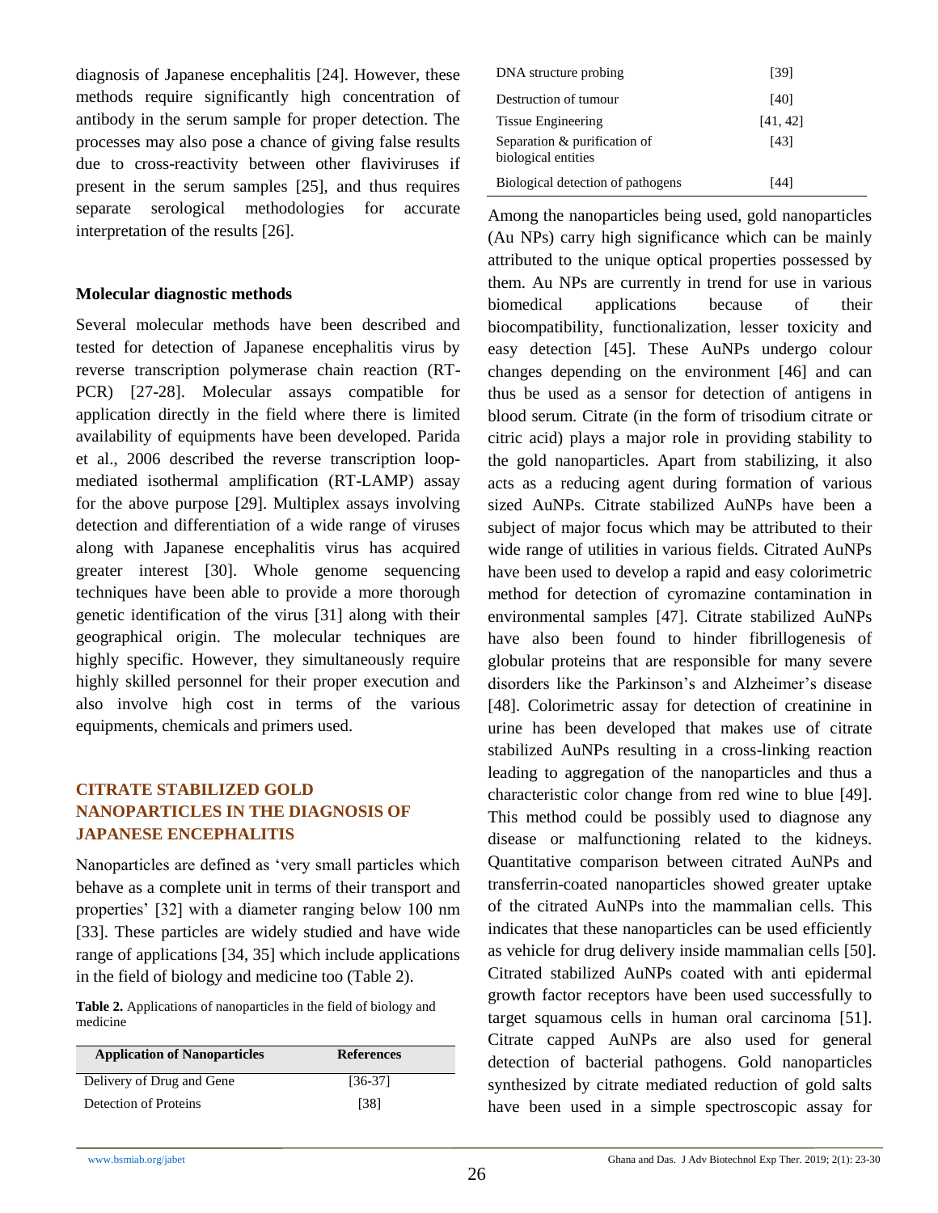diagnosis of Japanese encephalitis [24]. However, these methods require significantly high concentration of antibody in the serum sample for proper detection. The processes may also pose a chance of giving false results due to cross-reactivity between other flaviviruses if present in the serum samples [25], and thus requires separate serological methodologies for accurate interpretation of the results [26].

**Molecular diagnostic methods**

Several molecular methods have been described and tested for detection of Japanese encephalitis virus by reverse transcription polymerase chain reaction (RT-PCR) [27-28]. Molecular assays compatible for application directly in the field where there is limited availability of equipments have been developed. Parida et al., 2006 described the reverse transcription loop-mediated isothermal amplification (RT-LAMP) assay for the above purpose [29]. Multiplex assays involving detection and differentiation of a wide range of viruses along with Japanese encephalitis virus has acquired greater interest [30]. Whole genome sequencing techniques have been able to provide a more thorough genetic identification of the virus [31] along with their geographical origin. The molecular techniques are highly specific. However, they simultaneously require highly skilled personnel for their proper execution and also involve high cost in terms of the various equipments, chemicals and primers used.

## CITRATE STABILIZED GOLD NANOPARTICLES IN THE DIAGNOSIS OF JAPANESE ENCEPHALITIS

Nanoparticles are defined as 'very small particles which behave as a complete unit in terms of their transport and properties' [32] with a diameter ranging below 100 nm [33]. These particles are widely studied and have wide range of applications [34, 35] which include applications in the field of biology and medicine too (Table 2).

**Table 2.** Applications of nanoparticles in the field of biology and medicine

| Application of Nanoparticles | References |
|---|---|
| Delivery of Drug and Gene | [36-37] |
| Detection of Proteins | [38] |
| DNA structure probing | [39] |
| Destruction of tumour | [40] |
| Tissue Engineering | [41, 42] |
| Separation & purification of biological entities | [43] |
| Biological detection of pathogens | [44] |

Among the nanoparticles being used, gold nanoparticles (Au NPs) carry high significance which can be mainly attributed to the unique optical properties possessed by them. Au NPs are currently in trend for use in various biomedical applications because of their biocompatibility, functionalization, lesser toxicity and easy detection [45]. These AuNPs undergo colour changes depending on the environment [46] and can thus be used as a sensor for detection of antigens in blood serum. Citrate (in the form of trisodium citrate or citric acid) plays a major role in providing stability to the gold nanoparticles. Apart from stabilizing, it also acts as a reducing agent during formation of various sized AuNPs. Citrate stabilized AuNPs have been a subject of major focus which may be attributed to their wide range of utilities in various fields. Citrated AuNPs have been used to develop a rapid and easy colorimetric method for detection of cyromazine contamination in environmental samples [47]. Citrate stabilized AuNPs have also been found to hinder fibrillogenesis of globular proteins that are responsible for many severe disorders like the Parkinson's and Alzheimer's disease [48]. Colorimetric assay for detection of creatinine in urine has been developed that makes use of citrate stabilized AuNPs resulting in a cross-linking reaction leading to aggregation of the nanoparticles and thus a characteristic color change from red wine to blue [49]. This method could be possibly used to diagnose any disease or malfunctioning related to the kidneys. Quantitative comparison between citrated AuNPs and transferrin-coated nanoparticles showed greater uptake of the citrated AuNPs into the mammalian cells. This indicates that these nanoparticles can be used efficiently as vehicle for drug delivery inside mammalian cells [50]. Citrated stabilized AuNPs coated with anti epidermal growth factor receptors have been used successfully to target squamous cells in human oral carcinoma [51]. Citrate capped AuNPs are also used for general detection of bacterial pathogens. Gold nanoparticles synthesized by citrate mediated reduction of gold salts have been used in a simple spectroscopic assay for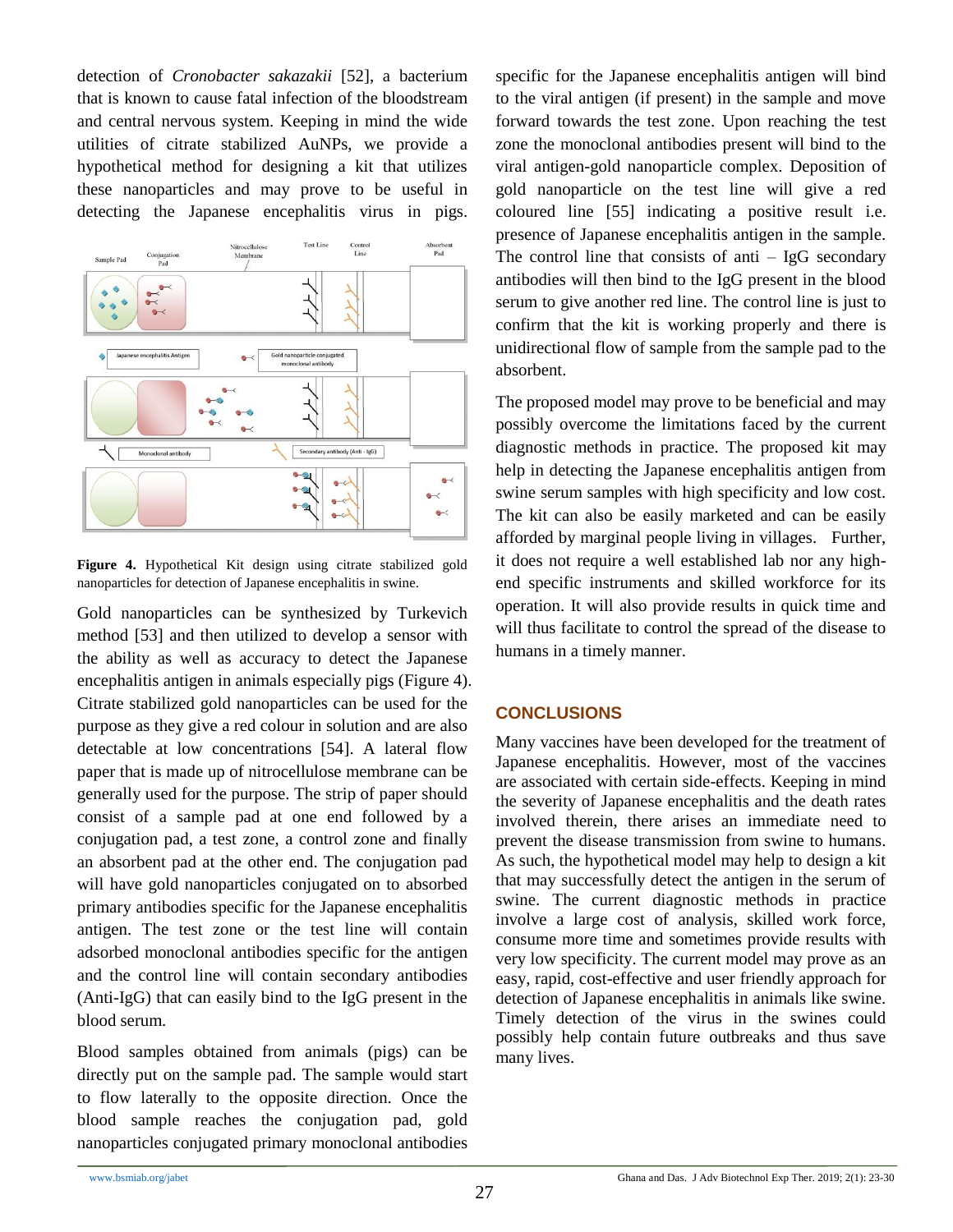detection of *Cronobacter sakazakii* [52], a bacterium that is known to cause fatal infection of the bloodstream and central nervous system. Keeping in mind the wide utilities of citrate stabilized AuNPs, we provide a hypothetical method for designing a kit that utilizes these nanoparticles and may prove to be useful in detecting the Japanese encephalitis virus in pigs.

**Figure 4.** Hypothetical Kit design using citrate stabilized gold nanoparticles for detection of Japanese encephalitis in swine.

Gold nanoparticles can be synthesized by Turkevich method [53] and then utilized to develop a sensor with the ability as well as accuracy to detect the Japanese encephalitis antigen in animals especially pigs (Figure 4). Citrate stabilized gold nanoparticles can be used for the purpose as they give a red colour in solution and are also detectable at low concentrations [54]. A lateral flow paper that is made up of nitrocellulose membrane can be generally used for the purpose. The strip of paper should consist of a sample pad at one end followed by a conjugation pad, a test zone, a control zone and finally an absorbent pad at the other end. The conjugation pad will have gold nanoparticles conjugated on to absorbed primary antibodies specific for the Japanese encephalitis antigen. The test zone or the test line will contain adsorbed monoclonal antibodies specific for the antigen and the control line will contain secondary antibodies (Anti-IgG) that can easily bind to the IgG present in the blood serum.

Blood samples obtained from animals (pigs) can be directly put on the sample pad. The sample would start to flow laterally to the opposite direction. Once the blood sample reaches the conjugation pad, gold nanoparticles conjugated primary monoclonal antibodies specific for the Japanese encephalitis antigen will bind to the viral antigen (if present) in the sample and move forward towards the test zone. Upon reaching the test zone the monoclonal antibodies present will bind to the viral antigen-gold nanoparticle complex. Deposition of gold nanoparticle on the test line will give a red coloured line [55] indicating a positive result i.e. presence of Japanese encephalitis antigen in the sample. The control line that consists of anti – IgG secondary antibodies will then bind to the IgG present in the blood serum to give another red line. The control line is just to confirm that the kit is working properly and there is unidirectional flow of sample from the sample pad to the absorbent.

The proposed model may prove to be beneficial and may possibly overcome the limitations faced by the current diagnostic methods in practice. The proposed kit may help in detecting the Japanese encephalitis antigen from swine serum samples with high specificity and low cost. The kit can also be easily marketed and can be easily afforded by marginal people living in villages. Further, it does not require a well established lab nor any high-end specific instruments and skilled workforce for its operation. It will also provide results in quick time and will thus facilitate to control the spread of the disease to humans in a timely manner.

## CONCLUSIONS

Many vaccines have been developed for the treatment of Japanese encephalitis. However, most of the vaccines are associated with certain side-effects. Keeping in mind the severity of Japanese encephalitis and the death rates involved therein, there arises an immediate need to prevent the disease transmission from swine to humans. As such, the hypothetical model may help to design a kit that may successfully detect the antigen in the serum of swine. The current diagnostic methods in practice involve a large cost of analysis, skilled work force, consume more time and sometimes provide results with very low specificity. The current model may prove as an easy, rapid, cost-effective and user friendly approach for detection of Japanese encephalitis in animals like swine. Timely detection of the virus in the swines could possibly help contain future outbreaks and thus save many lives.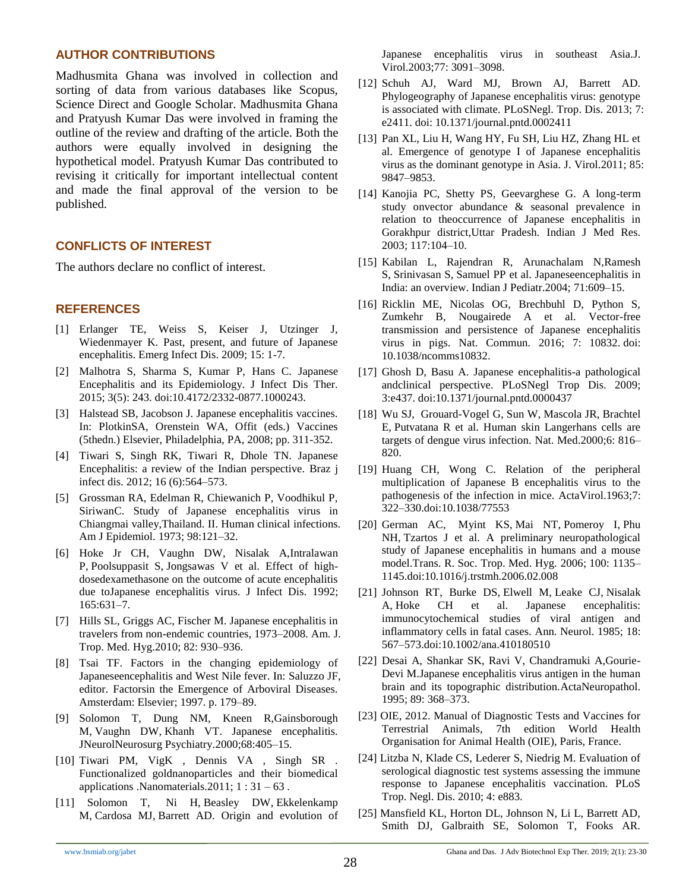## AUTHOR CONTRIBUTIONS

Madhusmita Ghana was involved in collection and sorting of data from various databases like Scopus, Science Direct and Google Scholar. Madhusmita Ghana and Pratyush Kumar Das were involved in framing the outline of the review and drafting of the article. Both the authors were equally involved in designing the hypothetical model. Pratyush Kumar Das contributed to revising it critically for important intellectual content and made the final approval of the version to be published.

## CONFLICTS OF INTEREST

The authors declare no conflict of interest.

## REFERENCES

[1] Erlanger TE, Weiss S, Keiser J, Utzinger J, Wiedenmayer K. Past, present, and future of Japanese encephalitis. Emerg Infect Dis. 2009; 15: 1-7.

[2] Malhotra S, Sharma S, Kumar P, Hans C. Japanese Encephalitis and its Epidemiology. J Infect Dis Ther. 2015; 3(5): 243. doi:10.4172/2332-0877.1000243.

[3] Halstead SB, Jacobson J. Japanese encephalitis vaccines. In: PlotkinSA, Orenstein WA, Offit (eds.) Vaccines (5thedn.) Elsevier, Philadelphia, PA, 2008; pp. 311-352.

[4] Tiwari S, Singh RK, Tiwari R, Dhole TN. Japanese Encephalitis: a review of the Indian perspective. Braz j infect dis. 2012; 16 (6):564–573.

[5] Grossman RA, Edelman R, Chiewanich P, Voodhikul P, SiriwanC. Study of Japanese encephalitis virus in Chiangmai valley,Thailand. II. Human clinical infections. Am J Epidemiol. 1973; 98:121–32.

[6] Hoke Jr CH, Vaughn DW, Nisalak A,Intralawan P, Poolsuppasit S, Jongsawas V et al. Effect of high-dosedexamethasone on the outcome of acute encephalitis due toJapanese encephalitis virus. J Infect Dis. 1992; 165:631–7.

[7] Hills SL, Griggs AC, Fischer M. Japanese encephalitis in travelers from non-endemic countries, 1973–2008. Am. J. Trop. Med. Hyg.2010; 82: 930–936.

[8] Tsai TF. Factors in the changing epidemiology of Japaneseencephalitis and West Nile fever. In: Saluzzo JF, editor. Factorsin the Emergence of Arboviral Diseases. Amsterdam: Elsevier; 1997. p. 179–89.

[9] Solomon T, Dung NM, Kneen R,Gainsborough M, Vaughn DW, Khanh VT. Japanese encephalitis. JNeurolNeurosurg Psychiatry.2000;68:405–15.

[10] Tiwari PM, VigK , Dennis VA , Singh SR . Functionalized goldnanoparticles and their biomedical applications .Nanomaterials.2011; 1 : 31 – 63 .

[11] Solomon T, Ni H, Beasley DW, Ekkelenkamp M, Cardosa MJ, Barrett AD. Origin and evolution of Japanese encephalitis virus in southeast Asia.J. Virol.2003;77: 3091–3098.

[12] Schuh AJ, Ward MJ, Brown AJ, Barrett AD. Phylogeography of Japanese encephalitis virus: genotype is associated with climate. PLoSNegl. Trop. Dis. 2013; 7: e2411. doi: 10.1371/journal.pntd.0002411

[13] Pan XL, Liu H, Wang HY, Fu SH, Liu HZ, Zhang HL et al. Emergence of genotype I of Japanese encephalitis virus as the dominant genotype in Asia. J. Virol.2011; 85: 9847–9853.

[14] Kanojia PC, Shetty PS, Geevarghese G. A long-term study onvector abundance & seasonal prevalence in relation to theoccurrence of Japanese encephalitis in Gorakhpur district,Uttar Pradesh. Indian J Med Res. 2003; 117:104–10.

[15] Kabilan L, Rajendran R, Arunachalam N,Ramesh S, Srinivasan S, Samuel PP et al. Japaneseencephalitis in India: an overview. Indian J Pediatr.2004; 71:609–15.

[16] Ricklin ME, Nicolas OG, Brechbuhl D, Python S, Zumkehr B, Nougairede A et al. Vector-free transmission and persistence of Japanese encephalitis virus in pigs. Nat. Commun. 2016; 7: 10832. doi: 10.1038/ncomms10832.

[17] Ghosh D, Basu A. Japanese encephalitis-a pathological andclinical perspective. PLoSNegl Trop Dis. 2009; 3:e437. doi:10.1371/journal.pntd.0000437

[18] Wu SJ, Grouard-Vogel G, Sun W, Mascola JR, Brachtel E, Putvatana R et al. Human skin Langerhans cells are targets of dengue virus infection. Nat. Med.2000;6: 816–820.

[19] Huang CH, Wong C. Relation of the peripheral multiplication of Japanese B encephalitis virus to the pathogenesis of the infection in mice. ActaVirol.1963;7: 322–330.doi:10.1038/77553

[20] German AC, Myint KS, Mai NT, Pomeroy I, Phu NH, Tzartos J et al. A preliminary neuropathological study of Japanese encephalitis in humans and a mouse model.Trans. R. Soc. Trop. Med. Hyg. 2006; 100: 1135–1145.doi:10.1016/j.trstmh.2006.02.008

[21] Johnson RT, Burke DS, Elwell M, Leake CJ, Nisalak A, Hoke CH et al. Japanese encephalitis: immunocytochemical studies of viral antigen and inflammatory cells in fatal cases. Ann. Neurol. 1985; 18: 567–573.doi:10.1002/ana.410180510

[22] Desai A, Shankar SK, Ravi V, Chandramuki A,Gourie-Devi M.Japanese encephalitis virus antigen in the human brain and its topographic distribution.ActaNeuropathol. 1995; 89: 368–373.

[23] OIE, 2012. Manual of Diagnostic Tests and Vaccines for Terrestrial Animals, 7th edition World Health Organisation for Animal Health (OIE), Paris, France.

[24] Litzba N, Klade CS, Lederer S, Niedrig M. Evaluation of serological diagnostic test systems assessing the immune response to Japanese encephalitis vaccination. PLoS Trop. Negl. Dis. 2010; 4: e883.

[25] Mansfield KL, Horton DL, Johnson N, Li L, Barrett AD, Smith DJ, Galbraith SE, Solomon T, Fooks AR.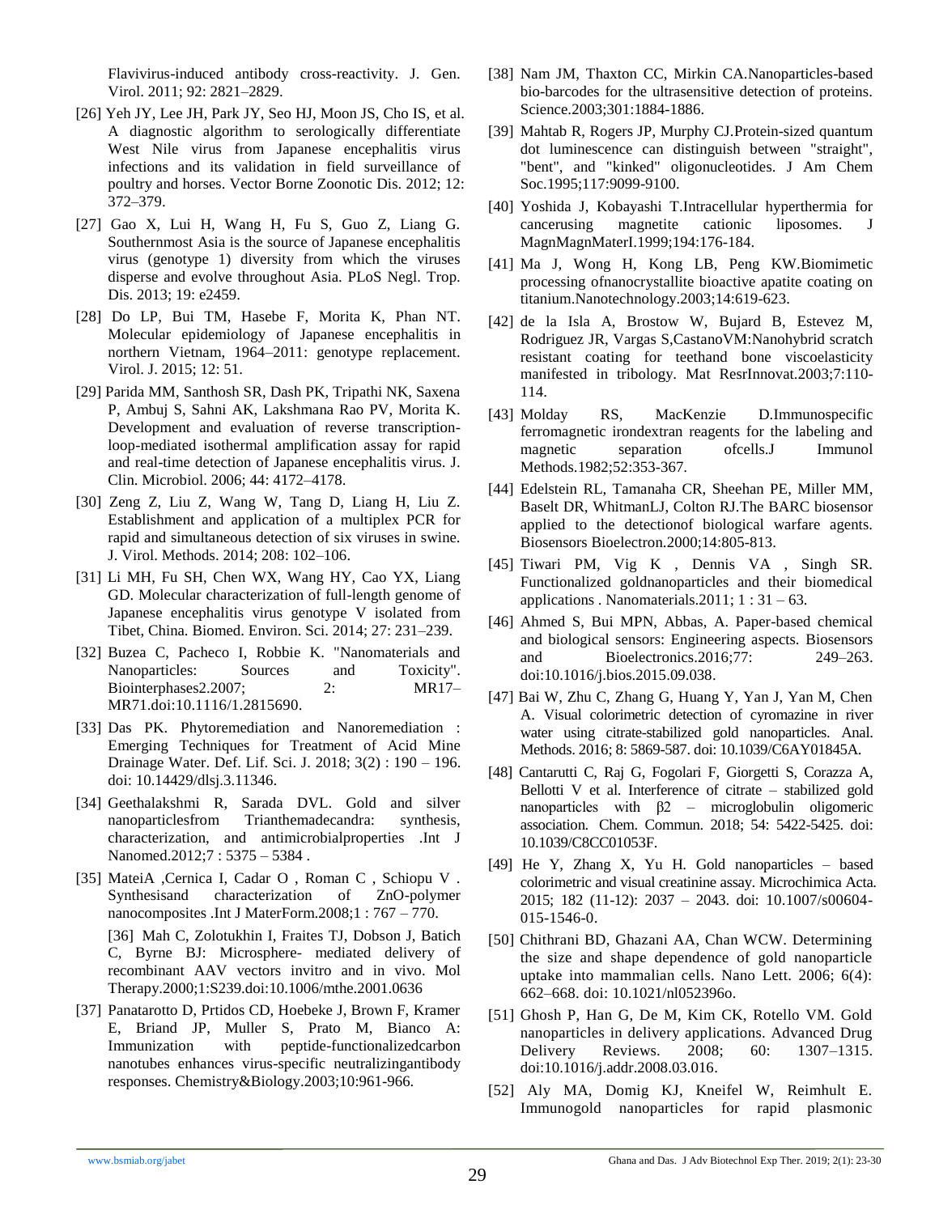Flavivirus-induced antibody cross-reactivity. J. Gen. Virol. 2011; 92: 2821–2829.

[26] Yeh JY, Lee JH, Park JY, Seo HJ, Moon JS, Cho IS, et al. A diagnostic algorithm to serologically differentiate West Nile virus from Japanese encephalitis virus infections and its validation in field surveillance of poultry and horses. Vector Borne Zoonotic Dis. 2012; 12: 372–379.

[27] Gao X, Lui H, Wang H, Fu S, Guo Z, Liang G. Southernmost Asia is the source of Japanese encephalitis virus (genotype 1) diversity from which the viruses disperse and evolve throughout Asia. PLoS Negl. Trop. Dis. 2013; 19: e2459.

[28] Do LP, Bui TM, Hasebe F, Morita K, Phan NT. Molecular epidemiology of Japanese encephalitis in northern Vietnam, 1964–2011: genotype replacement. Virol. J. 2015; 12: 51.

[29] Parida MM, Santhosh SR, Dash PK, Tripathi NK, Saxena P, Ambuj S, Sahni AK, Lakshmana Rao PV, Morita K. Development and evaluation of reverse transcription-loop-mediated isothermal amplification assay for rapid and real-time detection of Japanese encephalitis virus. J. Clin. Microbiol. 2006; 44: 4172–4178.

[30] Zeng Z, Liu Z, Wang W, Tang D, Liang H, Liu Z. Establishment and application of a multiplex PCR for rapid and simultaneous detection of six viruses in swine. J. Virol. Methods. 2014; 208: 102–106.

[31] Li MH, Fu SH, Chen WX, Wang HY, Cao YX, Liang GD. Molecular characterization of full-length genome of Japanese encephalitis virus genotype V isolated from Tibet, China. Biomed. Environ. Sci. 2014; 27: 231–239.

[32] Buzea C, Pacheco I, Robbie K. "Nanomaterials and Nanoparticles: Sources and Toxicity". Biointerphases2.2007; 2: MR17–MR71.doi:10.1116/1.2815690.

[33] Das PK. Phytoremediation and Nanoremediation : Emerging Techniques for Treatment of Acid Mine Drainage Water. Def. Lif. Sci. J. 2018; 3(2) : 190 – 196. doi: 10.14429/dlsj.3.11346.

[34] Geethalakshmi R, Sarada DVL. Gold and silver nanoparticlesfrom Trianthemadecandra: synthesis, characterization, and antimicrobialproperties .Int J Nanomed.2012;7 : 5375 – 5384 .

[35] MateiA ,Cernica I, Cadar O , Roman C , Schiopu V . Synthesisand characterization of ZnO-polymer nanocomposites .Int J MaterForm.2008;1 : 767 – 770.

[36] Mah C, Zolotukhin I, Fraites TJ, Dobson J, Batich C, Byrne BJ: Microsphere- mediated delivery of recombinant AAV vectors invitro and in vivo. Mol Therapy.2000;1:S239.doi:10.1006/mthe.2001.0636

[37] Panatarotto D, Prtidos CD, Hoebeke J, Brown F, Kramer E, Briand JP, Muller S, Prato M, Bianco A: Immunization with peptide-functionalizedcarbon nanotubes enhances virus-specific neutralizingantibody responses. Chemistry&Biology.2003;10:961-966.

[38] Nam JM, Thaxton CC, Mirkin CA.Nanoparticles-based bio-barcodes for the ultrasensitive detection of proteins. Science.2003;301:1884-1886.

[39] Mahtab R, Rogers JP, Murphy CJ.Protein-sized quantum dot luminescence can distinguish between "straight", "bent", and "kinked" oligonucleotides. J Am Chem Soc.1995;117:9099-9100.

[40] Yoshida J, Kobayashi T.Intracellular hyperthermia for cancerusing magnetite cationic liposomes. J MagnMagnMaterI.1999;194:176-184.

[41] Ma J, Wong H, Kong LB, Peng KW.Biomimetic processing ofnanocrystallite bioactive apatite coating on titanium.Nanotechnology.2003;14:619-623.

[42] de la Isla A, Brostow W, Bujard B, Estevez M, Rodriguez JR, Vargas S,CastanoVM:Nanohybrid scratch resistant coating for teethand bone viscoelasticity manifested in tribology. Mat ResrInnovat.2003;7:110-114.

[43] Molday RS, MacKenzie D.Immunospecific ferromagnetic irondextran reagents for the labeling and magnetic separation ofcells.J Immunol Methods.1982;52:353-367.

[44] Edelstein RL, Tamanaha CR, Sheehan PE, Miller MM, Baselt DR, WhitmanLJ, Colton RJ.The BARC biosensor applied to the detectionof biological warfare agents. Biosensors Bioelectron.2000;14:805-813.

[45] Tiwari PM, Vig K , Dennis VA , Singh SR. Functionalized goldnanoparticles and their biomedical applications . Nanomaterials.2011; 1 : 31 – 63.

[46] Ahmed S, Bui MPN, Abbas, A. Paper-based chemical and biological sensors: Engineering aspects. Biosensors and Bioelectronics.2016;77: 249–263. doi:10.1016/j.bios.2015.09.038.

[47] Bai W, Zhu C, Zhang G, Huang Y, Yan J, Yan M, Chen A. Visual colorimetric detection of cyromazine in river water using citrate-stabilized gold nanoparticles. Anal. Methods. 2016; 8: 5869-587. doi: 10.1039/C6AY01845A.

[48] Cantarutti C, Raj G, Fogolari F, Giorgetti S, Corazza A, Bellotti V et al. Interference of citrate – stabilized gold nanoparticles with β2 – microglobulin oligomeric association. Chem. Commun. 2018; 54: 5422-5425. doi: 10.1039/C8CC01053F.

[49] He Y, Zhang X, Yu H. Gold nanoparticles – based colorimetric and visual creatinine assay. Microchimica Acta. 2015; 182 (11-12): 2037 – 2043. doi: 10.1007/s00604-015-1546-0.

[50] Chithrani BD, Ghazani AA, Chan WCW. Determining the size and shape dependence of gold nanoparticle uptake into mammalian cells. Nano Lett. 2006; 6(4): 662–668. doi: 10.1021/nl052396o.

[51] Ghosh P, Han G, De M, Kim CK, Rotello VM. Gold nanoparticles in delivery applications. Advanced Drug Delivery Reviews. 2008; 60: 1307–1315. doi:10.1016/j.addr.2008.03.016.

[52] Aly MA, Domig KJ, Kneifel W, Reimhult E. Immunogold nanoparticles for rapid plasmonic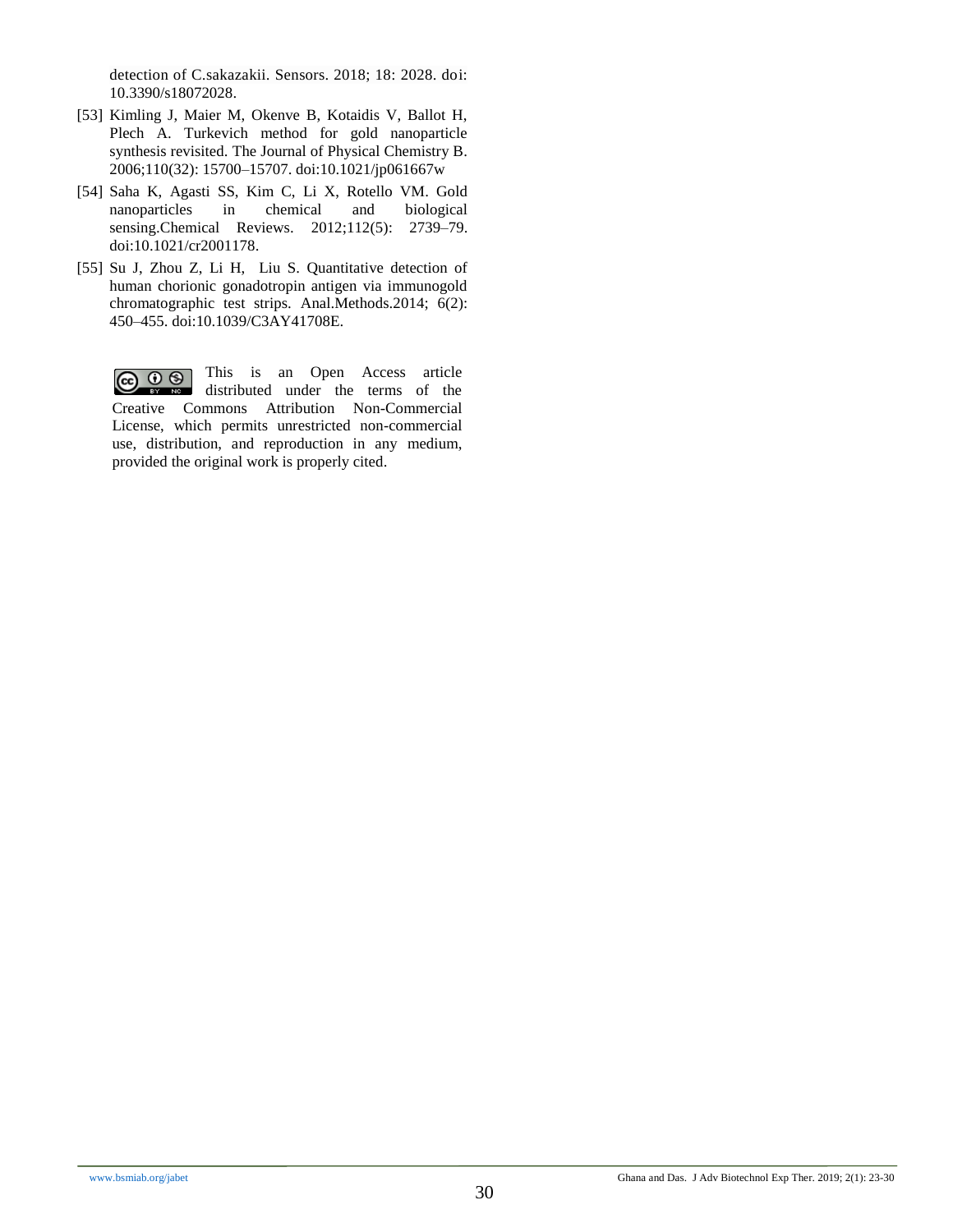detection of C.sakazakii. Sensors. 2018; 18: 2028. doi: 10.3390/s18072028.

[53] Kimling J, Maier M, Okenve B, Kotaidis V, Ballot H, Plech A. Turkevich method for gold nanoparticle synthesis revisited. The Journal of Physical Chemistry B. 2006;110(32): 15700–15707. doi:10.1021/jp061667w

[54] Saha K, Agasti SS, Kim C, Li X, Rotello VM. Gold nanoparticles in chemical and biological sensing.Chemical Reviews. 2012;112(5): 2739–79. doi:10.1021/cr2001178.

[55] Su J, Zhou Z, Li H, Liu S. Quantitative detection of human chorionic gonadotropin antigen via immunogold chromatographic test strips. Anal.Methods.2014; 6(2): 450–455. doi:10.1039/C3AY41708E.

This is an Open Access article distributed under the terms of the Creative Commons Attribution Non-Commercial License, which permits unrestricted non-commercial use, distribution, and reproduction in any medium, provided the original work is properly cited.